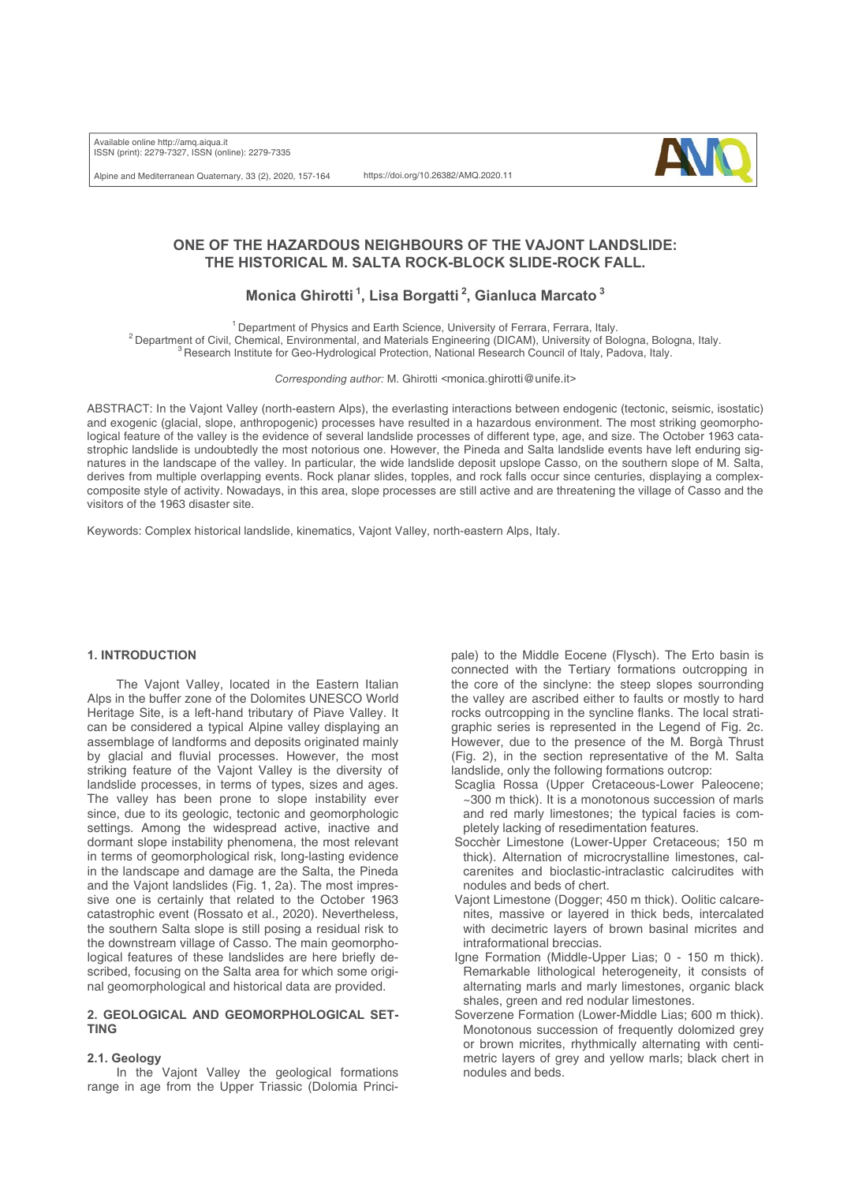# ONE OF THE HAZARDOUS NEIGHBOURS OF THE VAJONT LANDSLIDE: THE HISTORICAL M. SALTA ROCK-BLOCK SLIDE-ROCK FALL.

**Monica Ghirotti [1], Lisa Borgatti [2], Gianluca Marcato [3]**

[1] Department of Physics and Earth Science, University of Ferrara, Ferrara, Italy.
[2] Department of Civil, Chemical, Environmental, and Materials Engineering (DICAM), University of Bologna, Bologna, Italy.
[3] Research Institute for Geo-Hydrological Protection, National Research Council of Italy, Padova, Italy.

*Corresponding author:* M. Ghirotti <monica.ghirotti@unife.it>

ABSTRACT: In the Vajont Valley (north-eastern Alps), the everlasting interactions between endogenic (tectonic, seismic, isostatic) and exogenic (glacial, slope, anthropogenic) processes have resulted in a hazardous environment. The most striking geomorphological feature of the valley is the evidence of several landslide processes of different type, age, and size. The October 1963 catastrophic landslide is undoubtedly the most notorious one. However, the Pineda and Salta landslide events have left enduring signatures in the landscape of the valley. In particular, the wide landslide deposit upslope Casso, on the southern slope of M. Salta, derives from multiple overlapping events. Rock planar slides, topples, and rock falls occur since centuries, displaying a complex-composite style of activity. Nowadays, in this area, slope processes are still active and are threatening the village of Casso and the visitors of the 1963 disaster site.

Keywords: Complex historical landslide, kinematics, Vajont Valley, north-eastern Alps, Italy.

## 1. INTRODUCTION

The Vajont Valley, located in the Eastern Italian Alps in the buffer zone of the Dolomites UNESCO World Heritage Site, is a left-hand tributary of Piave Valley. It can be considered a typical Alpine valley displaying an assemblage of landforms and deposits originated mainly by glacial and fluvial processes. However, the most striking feature of the Vajont Valley is the diversity of landslide processes, in terms of types, sizes and ages. The valley has been prone to slope instability ever since, due to its geologic, tectonic and geomorphologic settings. Among the widespread active, inactive and dormant slope instability phenomena, the most relevant in terms of geomorphological risk, long-lasting evidence in the landscape and damage are the Salta, the Pineda and the Vajont landslides (Fig. 1, 2a). The most impressive one is certainly that related to the October 1963 catastrophic event (Rossato et al., 2020). Nevertheless, the southern Salta slope is still posing a residual risk to the downstream village of Casso. The main geomorphological features of these landslides are here briefly described, focusing on the Salta area for which some original geomorphological and historical data are provided.

## 2. GEOLOGICAL AND GEOMORPHOLOGICAL SETTING

### 2.1. Geology

In the Vajont Valley the geological formations range in age from the Upper Triassic (Dolomia Principale) to the Middle Eocene (Flysch). The Erto basin is connected with the Tertiary formations outcropping in the core of the sinclyne: the steep slopes sourrounding the valley are ascribed either to faults or mostly to hard rocks outcropping in the syncline flanks. The local stratigraphic series is represented in the Legend of Fig. 2c. However, due to the presence of the M. Borgà Thrust (Fig. 2), in the section representative of the M. Salta landslide, only the following formations outcrop:

- Scaglia Rossa (Upper Cretaceous-Lower Paleocene; ~300 m thick). It is a monotonous succession of marls and red marly limestones; the typical facies is completely lacking of resedimentation features.
- Socchèr Limestone (Lower-Upper Cretaceous; 150 m thick). Alternation of microcrystalline limestones, calcarenites and bioclastic-intraclastic calcirudites with nodules and beds of chert.
- Vajont Limestone (Dogger; 450 m thick). Oolitic calcarenites, massive or layered in thick beds, intercalated with decimetric layers of brown basinal micrites and intraformational breccias.
- Igne Formation (Middle-Upper Lias; 0 - 150 m thick). Remarkable lithological heterogeneity, it consists of alternating marls and marly limestones, organic black shales, green and red nodular limestones.
- Soverzene Formation (Lower-Middle Lias; 600 m thick). Monotonous succession of frequently dolomized grey or brown micrites, rhythmically alternating with centimetric layers of grey and yellow marls; black chert in nodules and beds.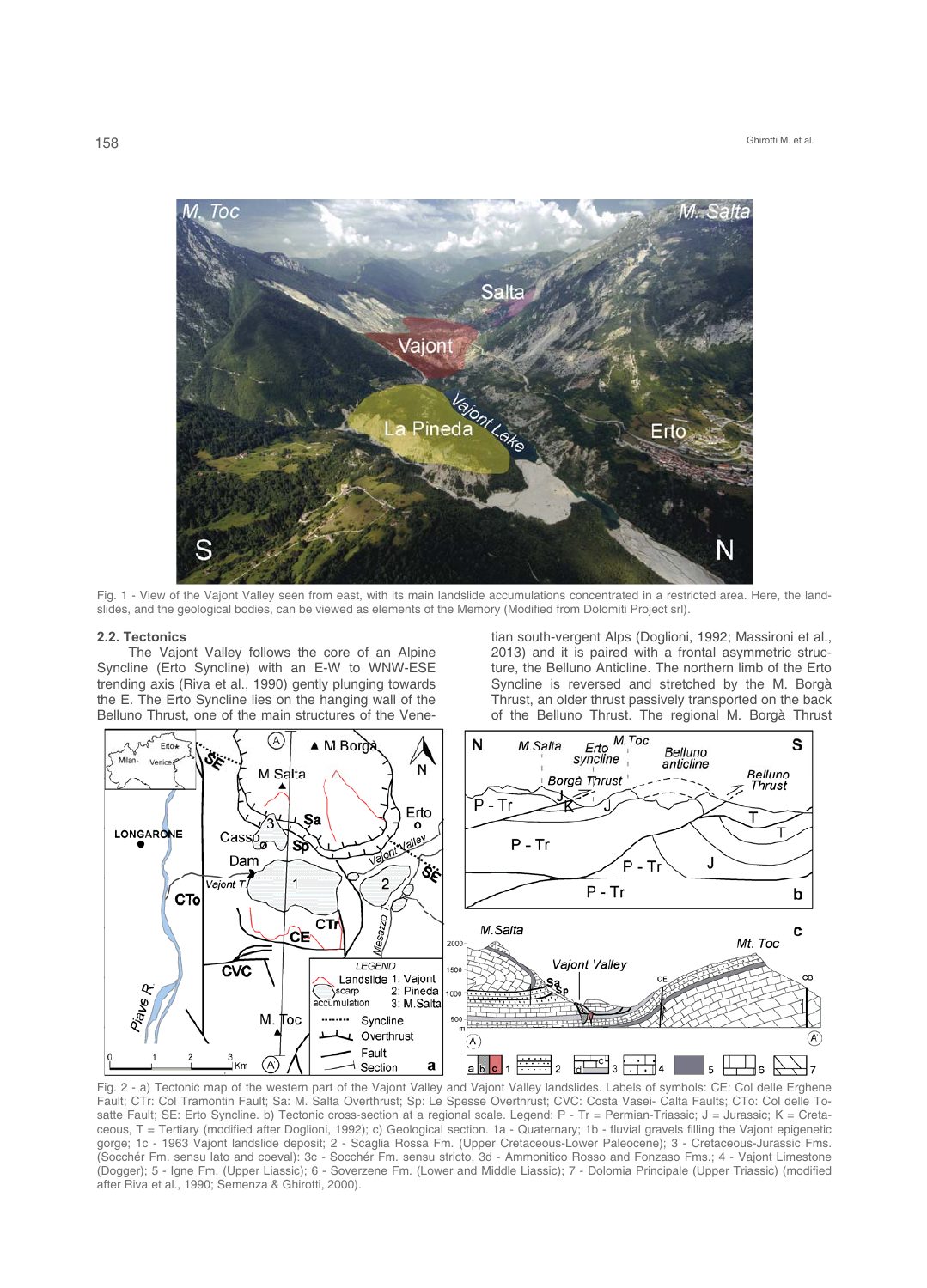Fig. 1 - View of the Vajont Valley seen from east, with its main landslide accumulations concentrated in a restricted area. Here, the landslides, and the geological bodies, can be viewed as elements of the Memory (Modified from Dolomiti Project srl).

## 2.2. Tectonics

The Vajont Valley follows the core of an Alpine Syncline (Erto Syncline) with an E-W to WNW-ESE trending axis (Riva et al., 1990) gently plunging towards the E. The Erto Syncline lies on the hanging wall of the Belluno Thrust, one of the main structures of the Venetian south-vergent Alps (Doglioni, 1992; Massironi et al., 2013) and it is paired with a frontal asymmetric structure, the Belluno Anticline. The northern limb of the Erto Syncline is reversed and stretched by the M. Borgà Thrust, an older thrust passively transported on the back of the Belluno Thrust. The regional M. Borgà Thrust

Fig. 2 - a) Tectonic map of the western part of the Vajont Valley and Vajont Valley landslides. Labels of symbols: CE: Col delle Erghene Fault; CTr: Col Tramontin Fault; Sa: M. Salta Overthrust; Sp: Le Spesse Overthrust; CVC: Costa Vasei- Calta Faults; CTo: Col delle Tosatte Fault; SE: Erto Syncline. b) Tectonic cross-section at a regional scale. Legend: P - Tr = Permian-Triassic; J = Jurassic; K = Cretaceous, T = Tertiary (modified after Doglioni, 1992); c) Geological section. 1a - Quaternary; 1b - fluvial gravels filling the Vajont epigenetic gorge; 1c - 1963 Vajont landslide deposit; 2 - Scaglia Rossa Fm. (Upper Cretaceous-Lower Paleocene); 3 - Cretaceous-Jurassic Fms. (Socchér Fm. sensu lato and coeval): 3c - Socchér Fm. sensu stricto, 3d - Ammonitico Rosso and Fonzaso Fms.; 4 - Vajont Limestone (Dogger); 5 - Igne Fm. (Upper Liassic); 6 - Soverzene Fm. (Lower and Middle Liassic); 7 - Dolomia Principale (Upper Triassic) (modified after Riva et al., 1990; Semenza & Ghirotti, 2000).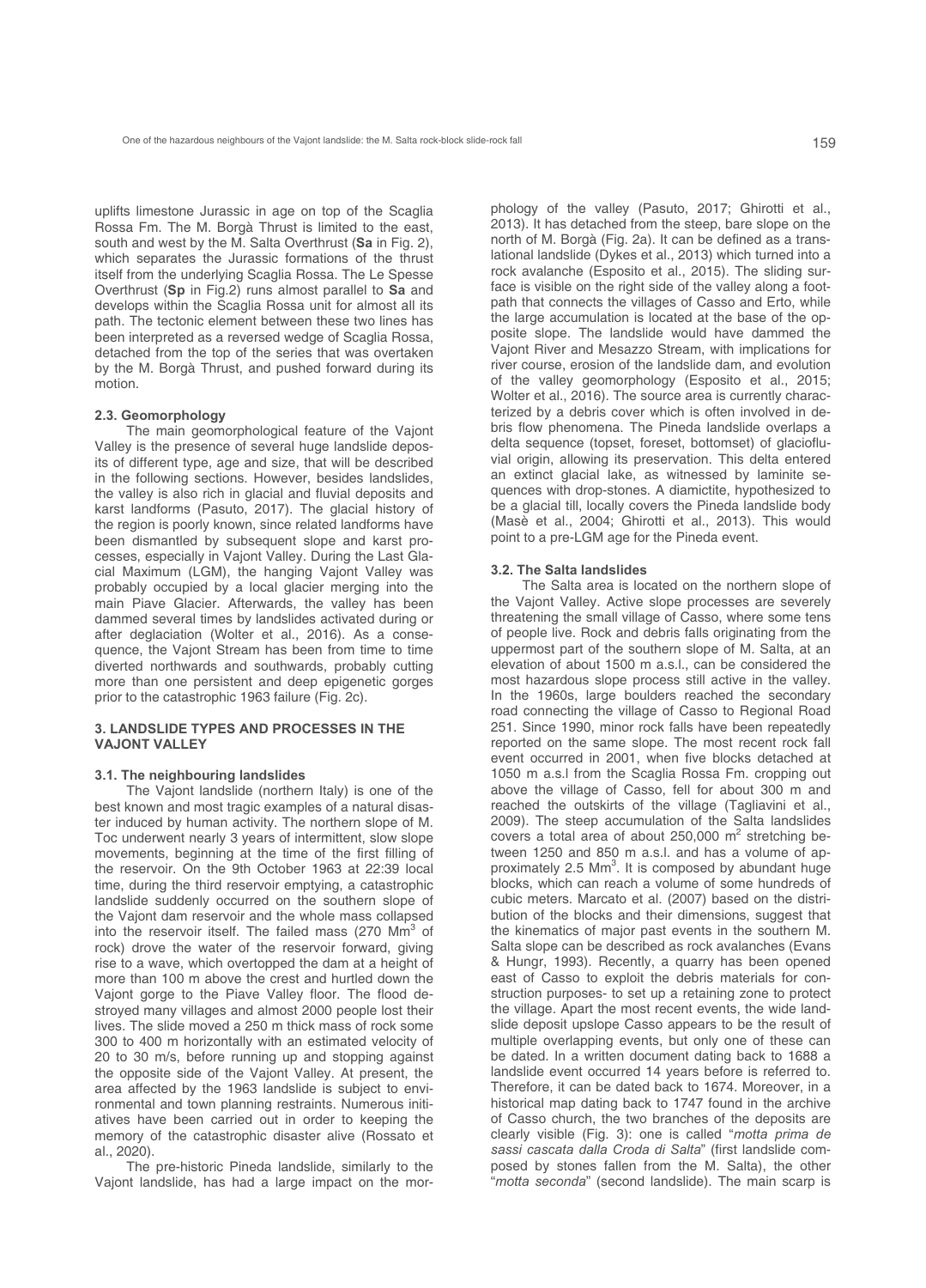uplifts limestone Jurassic in age on top of the Scaglia Rossa Fm. The M. Borgà Thrust is limited to the east, south and west by the M. Salta Overthrust (**Sa** in Fig. 2), which separates the Jurassic formations of the thrust itself from the underlying Scaglia Rossa. The Le Spesse Overthrust (**Sp** in Fig.2) runs almost parallel to **Sa** and develops within the Scaglia Rossa unit for almost all its path. The tectonic element between these two lines has been interpreted as a reversed wedge of Scaglia Rossa, detached from the top of the series that was overtaken by the M. Borgà Thrust, and pushed forward during its motion.

### 2.3. Geomorphology

The main geomorphological feature of the Vajont Valley is the presence of several huge landslide deposits of different type, age and size, that will be described in the following sections. However, besides landslides, the valley is also rich in glacial and fluvial deposits and karst landforms (Pasuto, 2017). The glacial history of the region is poorly known, since related landforms have been dismantled by subsequent slope and karst processes, especially in Vajont Valley. During the Last Glacial Maximum (LGM), the hanging Vajont Valley was probably occupied by a local glacier merging into the main Piave Glacier. Afterwards, the valley has been dammed several times by landslides activated during or after deglaciation (Wolter et al., 2016). As a consequence, the Vajont Stream has been from time to time diverted northwards and southwards, probably cutting more than one persistent and deep epigenetic gorges prior to the catastrophic 1963 failure (Fig. 2c).

## 3. LANDSLIDE TYPES AND PROCESSES IN THE VAJONT VALLEY

### 3.1. The neighbouring landslides

The Vajont landslide (northern Italy) is one of the best known and most tragic examples of a natural disaster induced by human activity. The northern slope of M. Toc underwent nearly 3 years of intermittent, slow slope movements, beginning at the time of the first filling of the reservoir. On the 9th October 1963 at 22:39 local time, during the third reservoir emptying, a catastrophic landslide suddenly occurred on the southern slope of the Vajont dam reservoir and the whole mass collapsed into the reservoir itself. The failed mass (270 $Mm^3$ of rock) drove the water of the reservoir forward, giving rise to a wave, which overtopped the dam at a height of more than 100 m above the crest and hurtled down the Vajont gorge to the Piave Valley floor. The flood destroyed many villages and almost 2000 people lost their lives. The slide moved a 250 m thick mass of rock some 300 to 400 m horizontally with an estimated velocity of 20 to 30 m/s, before running up and stopping against the opposite side of the Vajont Valley. At present, the area affected by the 1963 landslide is subject to environmental and town planning restraints. Numerous initiatives have been carried out in order to keeping the memory of the catastrophic disaster alive (Rossato et al., 2020).

The pre-historic Pineda landslide, similarly to the Vajont landslide, has had a large impact on the morphology of the valley (Pasuto, 2017; Ghirotti et al., 2013). It has detached from the steep, bare slope on the north of M. Borgà (Fig. 2a). It can be defined as a translational landslide (Dykes et al., 2013) which turned into a rock avalanche (Esposito et al., 2015). The sliding surface is visible on the right side of the valley along a footpath that connects the villages of Casso and Erto, while the large accumulation is located at the base of the opposite slope. The landslide would have dammed the Vajont River and Mesazzo Stream, with implications for river course, erosion of the landslide dam, and evolution of the valley geomorphology (Esposito et al., 2015; Wolter et al., 2016). The source area is currently characterized by a debris cover which is often involved in debris flow phenomena. The Pineda landslide overlaps a delta sequence (topset, foreset, bottomset) of glaciofluvial origin, allowing its preservation. This delta entered an extinct glacial lake, as witnessed by laminite sequences with drop-stones. A diamictite, hypothesized to be a glacial till, locally covers the Pineda landslide body (Masè et al., 2004; Ghirotti et al., 2013). This would point to a pre-LGM age for the Pineda event.

### 3.2. The Salta landslides

The Salta area is located on the northern slope of the Vajont Valley. Active slope processes are severely threatening the small village of Casso, where some tens of people live. Rock and debris falls originating from the uppermost part of the southern slope of M. Salta, at an elevation of about 1500 m a.s.l., can be considered the most hazardous slope process still active in the valley. In the 1960s, large boulders reached the secondary road connecting the village of Casso to Regional Road 251. Since 1990, minor rock falls have been repeatedly reported on the same slope. The most recent rock fall event occurred in 2001, when five blocks detached at 1050 m a.s.l from the Scaglia Rossa Fm. cropping out above the village of Casso, fell for about 300 m and reached the outskirts of the village (Tagliavini et al., 2009). The steep accumulation of the Salta landslides covers a total area of about 250,000 $m^2$ stretching between 1250 and 850 m a.s.l. and has a volume of approximately 2.5 $Mm^3$. It is composed by abundant huge blocks, which can reach a volume of some hundreds of cubic meters. Marcato et al. (2007) based on the distribution of the blocks and their dimensions, suggest that the kinematics of major past events in the southern M. Salta slope can be described as rock avalanches (Evans & Hungr, 1993). Recently, a quarry has been opened east of Casso to exploit the debris materials for construction purposes- to set up a retaining zone to protect the village. Apart the most recent events, the wide landslide deposit upslope Casso appears to be the result of multiple overlapping events, but only one of these can be dated. In a written document dating back to 1688 a landslide event occurred 14 years before is referred to. Therefore, it can be dated back to 1674. Moreover, in a historical map dating back to 1747 found in the archive of Casso church, the two branches of the deposits are clearly visible (Fig. 3): one is called "*motta prima de sassi cascata dalla Croda di Salta*" (first landslide composed by stones fallen from the M. Salta), the other "*motta seconda*" (second landslide). The main scarp is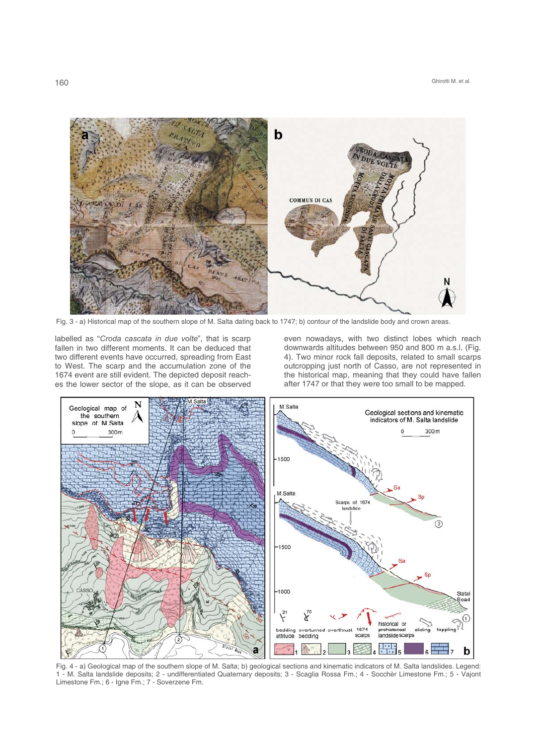Fig. 3 - a) Historical map of the southern slope of M. Salta dating back to 1747; b) contour of the landslide body and crown areas.

labelled as "*Croda cascata in due volte*", that is scarp fallen in two different moments. It can be deduced that two different events have occurred, spreading from East to West. The scarp and the accumulation zone of the 1674 event are still evident. The depicted deposit reaches the lower sector of the slope, as it can be observed even nowadays, with two distinct lobes which reach downwards altitudes between 950 and 800 m a.s.l. (Fig. 4). Two minor rock fall deposits, related to small scarps outcropping just north of Casso, are not represented in the historical map, meaning that they could have fallen after 1747 or that they were too small to be mapped.

Fig. 4 - a) Geological map of the southern slope of M. Salta; b) geological sections and kinematic indicators of M. Salta landslides. Legend: 1 - M. Salta landslide deposits; 2 - undifferentiated Quaternary deposits; 3 - Scaglia Rossa Fm.; 4 - Socchèr Limestone Fm.; 5 - Vajont Limestone Fm.; 6 - Igne Fm.; 7 - Soverzene Fm.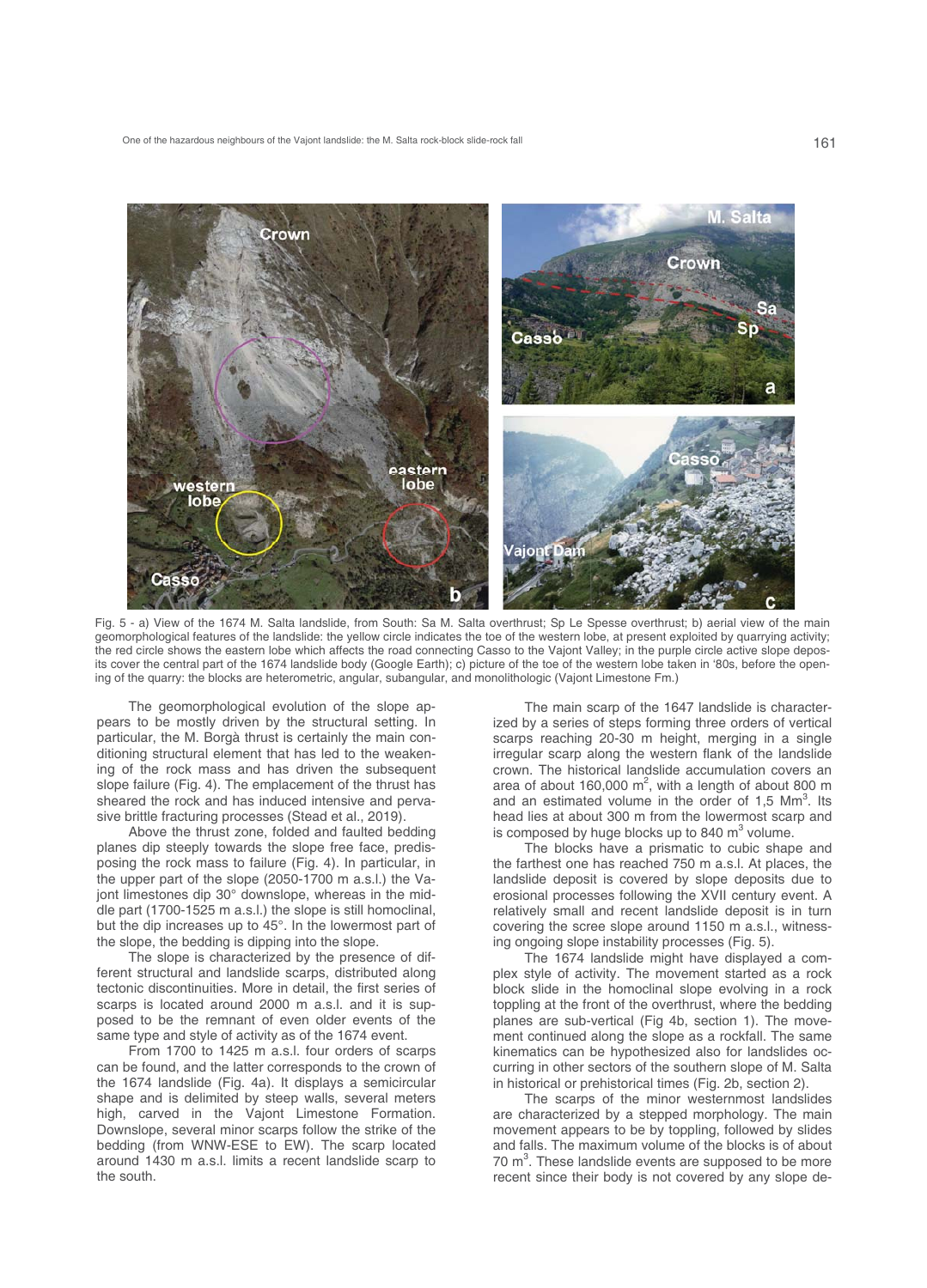Fig. 5 - a) View of the 1674 M. Salta landslide, from South: Sa M. Salta overthrust; Sp Le Spesse overthrust; b) aerial view of the main geomorphological features of the landslide: the yellow circle indicates the toe of the western lobe, at present exploited by quarrying activity; the red circle shows the eastern lobe which affects the road connecting Casso to the Vajont Valley; in the purple circle active slope deposits cover the central part of the 1674 landslide body (Google Earth); c) picture of the toe of the western lobe taken in '80s, before the opening of the quarry: the blocks are heterometric, angular, subangular, and monolithologic (Vajont Limestone Fm.)

The geomorphological evolution of the slope appears to be mostly driven by the structural setting. In particular, the M. Borgà thrust is certainly the main conditioning structural element that has led to the weakening of the rock mass and has driven the subsequent slope failure (Fig. 4). The emplacement of the thrust has sheared the rock and has induced intensive and pervasive brittle fracturing processes (Stead et al., 2019).

Above the thrust zone, folded and faulted bedding planes dip steeply towards the slope free face, predisposing the rock mass to failure (Fig. 4). In particular, in the upper part of the slope (2050-1700 m a.s.l.) the Vajont limestones dip 30° downslope, whereas in the middle part (1700-1525 m a.s.l.) the slope is still homoclinal, but the dip increases up to 45°. In the lowermost part of the slope, the bedding is dipping into the slope.

The slope is characterized by the presence of different structural and landslide scarps, distributed along tectonic discontinuities. More in detail, the first series of scarps is located around 2000 m a.s.l. and it is supposed to be the remnant of even older events of the same type and style of activity as of the 1674 event.

From 1700 to 1425 m a.s.l. four orders of scarps can be found, and the latter corresponds to the crown of the 1674 landslide (Fig. 4a). It displays a semicircular shape and is delimited by steep walls, several meters high, carved in the Vajont Limestone Formation. Downslope, several minor scarps follow the strike of the bedding (from WNW-ESE to EW). The scarp located around 1430 m a.s.l. limits a recent landslide scarp to the south.

The main scarp of the 1647 landslide is characterized by a series of steps forming three orders of vertical scarps reaching 20-30 m height, merging in a single irregular scarp along the western flank of the landslide crown. The historical landslide accumulation covers an area of about 160,000 $m^2$, with a length of about 800 m and an estimated volume in the order of 1,5 $Mm^3$. Its head lies at about 300 m from the lowermost scarp and is composed by huge blocks up to 840 $m^3$ volume.

The blocks have a prismatic to cubic shape and the farthest one has reached 750 m a.s.l. At places, the landslide deposit is covered by slope deposits due to erosional processes following the XVII century event. A relatively small and recent landslide deposit is in turn covering the scree slope around 1150 m a.s.l., witnessing ongoing slope instability processes (Fig. 5).

The 1674 landslide might have displayed a complex style of activity. The movement started as a rock block slide in the homoclinal slope evolving in a rock toppling at the front of the overthrust, where the bedding planes are sub-vertical (Fig 4b, section 1). The movement continued along the slope as a rockfall. The same kinematics can be hypothesized also for landslides occurring in other sectors of the southern slope of M. Salta in historical or prehistorical times (Fig. 2b, section 2).

The scarps of the minor westernmost landslides are characterized by a stepped morphology. The main movement appears to be by toppling, followed by slides and falls. The maximum volume of the blocks is of about 70 $m^3$. These landslide events are supposed to be more recent since their body is not covered by any slope de-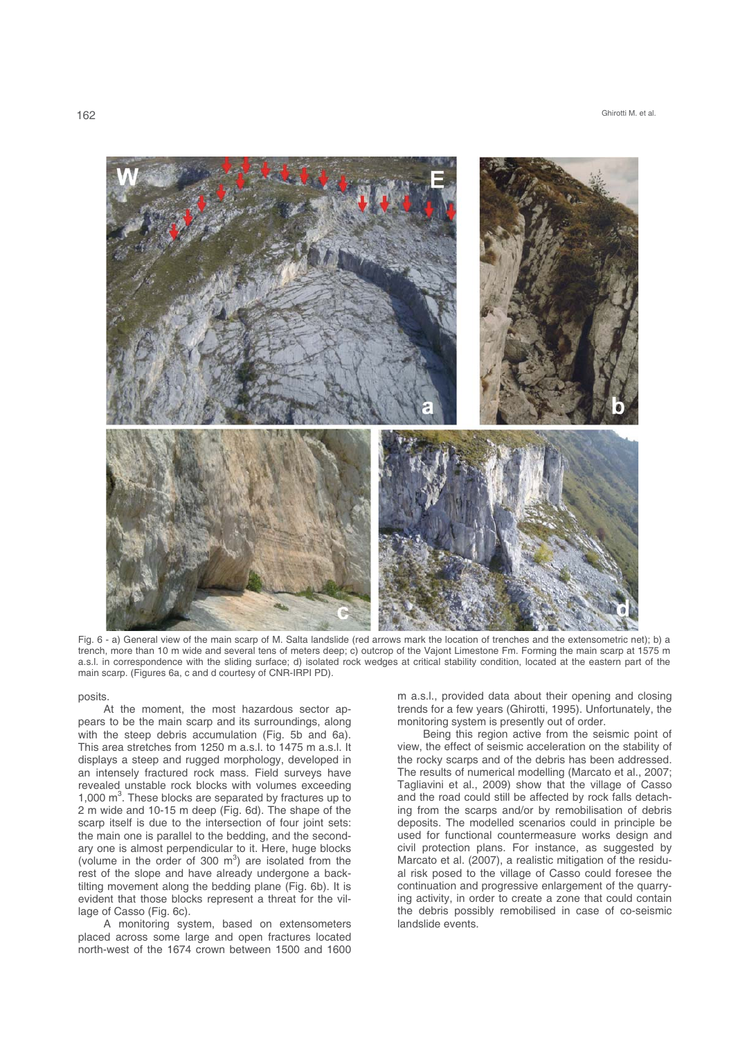Fig. 6 - a) General view of the main scarp of M. Salta landslide (red arrows mark the location of trenches and the extensometric net); b) a trench, more than 10 m wide and several tens of meters deep; c) outcrop of the Vajont Limestone Fm. Forming the main scarp at 1575 m a.s.l. in correspondence with the sliding surface; d) isolated rock wedges at critical stability condition, located at the eastern part of the main scarp. (Figures 6a, c and d courtesy of CNR-IRPI PD).

posits.

At the moment, the most hazardous sector appears to be the main scarp and its surroundings, along with the steep debris accumulation (Fig. 5b and 6a). This area stretches from 1250 m a.s.l. to 1475 m a.s.l. It displays a steep and rugged morphology, developed in an intensely fractured rock mass. Field surveys have revealed unstable rock blocks with volumes exceeding 1,000 $m^3$. These blocks are separated by fractures up to 2 m wide and 10-15 m deep (Fig. 6d). The shape of the scarp itself is due to the intersection of four joint sets: the main one is parallel to the bedding, and the secondary one is almost perpendicular to it. Here, huge blocks (volume in the order of 300 $m^3$) are isolated from the rest of the slope and have already undergone a back-tilting movement along the bedding plane (Fig. 6b). It is evident that those blocks represent a threat for the village of Casso (Fig. 6c).

A monitoring system, based on extensometers placed across some large and open fractures located north-west of the 1674 crown between 1500 and 1600 m a.s.l., provided data about their opening and closing trends for a few years (Ghirotti, 1995). Unfortunately, the monitoring system is presently out of order.

Being this region active from the seismic point of view, the effect of seismic acceleration on the stability of the rocky scarps and of the debris has been addressed. The results of numerical modelling (Marcato et al., 2007; Tagliavini et al., 2009) show that the village of Casso and the road could still be affected by rock falls detaching from the scarps and/or by remobilisation of debris deposits. The modelled scenarios could in principle be used for functional countermeasure works design and civil protection plans. For instance, as suggested by Marcato et al. (2007), a realistic mitigation of the residual risk posed to the village of Casso could foresee the continuation and progressive enlargement of the quarrying activity, in order to create a zone that could contain the debris possibly remobilised in case of co-seismic landslide events.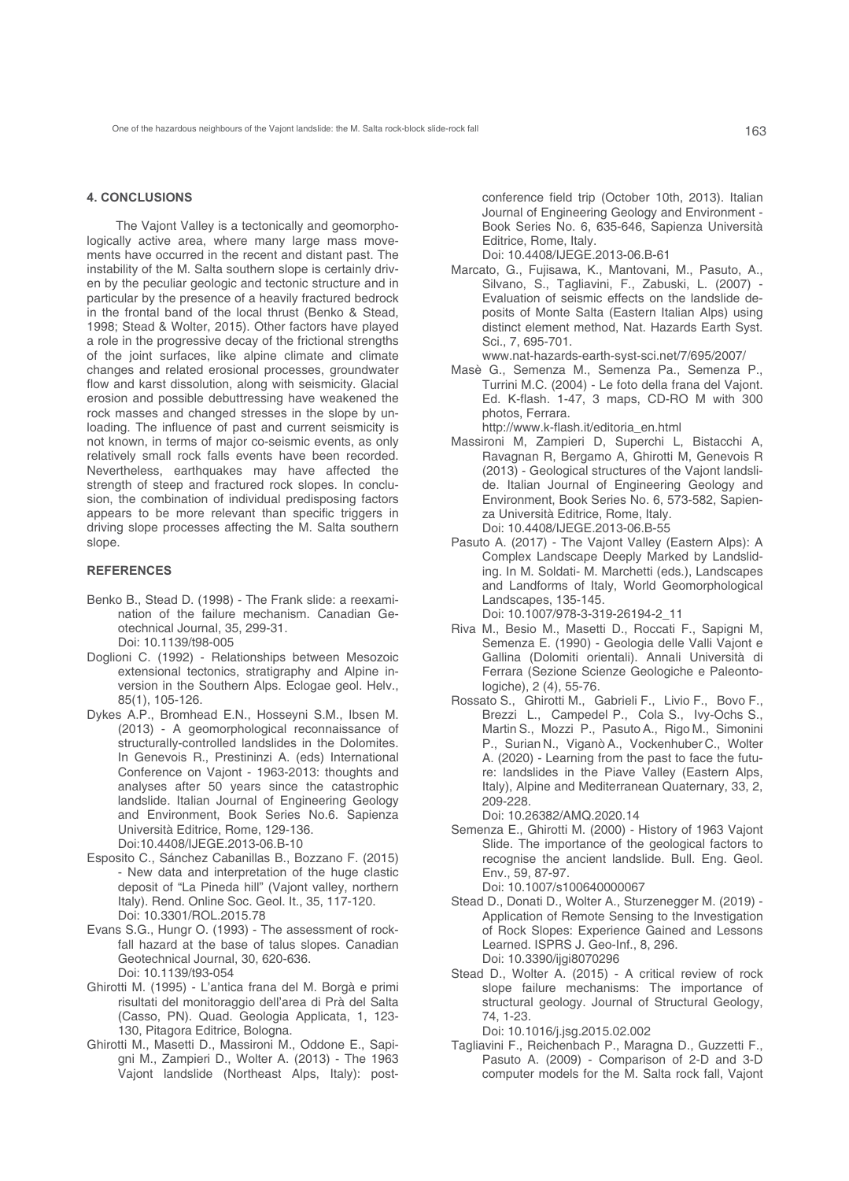## 4. CONCLUSIONS

The Vajont Valley is a tectonically and geomorphologically active area, where many large mass movements have occurred in the recent and distant past. The instability of the M. Salta southern slope is certainly driven by the peculiar geologic and tectonic structure and in particular by the presence of a heavily fractured bedrock in the frontal band of the local thrust (Benko & Stead, 1998; Stead & Wolter, 2015). Other factors have played a role in the progressive decay of the frictional strengths of the joint surfaces, like alpine climate and climate changes and related erosional processes, groundwater flow and karst dissolution, along with seismicity. Glacial erosion and possible debuttressing have weakened the rock masses and changed stresses in the slope by unloading. The influence of past and current seismicity is not known, in terms of major co-seismic events, as only relatively small rock falls events have been recorded. Nevertheless, earthquakes may have affected the strength of steep and fractured rock slopes. In conclusion, the combination of individual predisposing factors appears to be more relevant than specific triggers in driving slope processes affecting the M. Salta southern slope.

## REFERENCES

Benko B., Stead D. (1998) - The Frank slide: a reexamination of the failure mechanism. Canadian Geotechnical Journal, 35, 299-31. Doi: 10.1139/t98-005

Doglioni C. (1992) - Relationships between Mesozoic extensional tectonics, stratigraphy and Alpine inversion in the Southern Alps. Eclogae geol. Helv., 85(1), 105-126.

Dykes A.P., Bromhead E.N., Hosseyni S.M., Ibsen M. (2013) - A geomorphological reconnaissance of structurally-controlled landslides in the Dolomites. In Genevois R., Prestininzi A. (eds) International Conference on Vajont - 1963-2013: thoughts and analyses after 50 years since the catastrophic landslide. Italian Journal of Engineering Geology and Environment, Book Series No.6. Sapienza Università Editrice, Rome, 129-136. Doi:10.4408/IJEGE.2013-06.B-10

Esposito C., Sánchez Cabanillas B., Bozzano F. (2015) - New data and interpretation of the huge clastic deposit of "La Pineda hill" (Vajont valley, northern Italy). Rend. Online Soc. Geol. It., 35, 117-120. Doi: 10.3301/ROL.2015.78

Evans S.G., Hungr O. (1993) - The assessment of rockfall hazard at the base of talus slopes. Canadian Geotechnical Journal, 30, 620-636. Doi: 10.1139/t93-054

Ghirotti M. (1995) - L'antica frana del M. Borgà e primi risultati del monitoraggio dell'area di Prà del Salta (Casso, PN). Quad. Geologia Applicata, 1, 123-130, Pitagora Editrice, Bologna.

Ghirotti M., Masetti D., Massironi M., Oddone E., Sapigni M., Zampieri D., Wolter A. (2013) - The 1963 Vajont landslide (Northeast Alps, Italy): post-conference field trip (October 10th, 2013). Italian Journal of Engineering Geology and Environment - Book Series No. 6, 635-646, Sapienza Università Editrice, Rome, Italy. Doi: 10.4408/IJEGE.2013-06.B-61

Marcato, G., Fujisawa, K., Mantovani, M., Pasuto, A., Silvano, S., Tagliavini, F., Zabuski, L. (2007) - Evaluation of seismic effects on the landslide deposits of Monte Salta (Eastern Italian Alps) using distinct element method, Nat. Hazards Earth Syst. Sci., 7, 695-701. www.nat-hazards-earth-syst-sci.net/7/695/2007/

Masè G., Semenza M., Semenza Pa., Semenza P., Turrini M.C. (2004) - Le foto della frana del Vajont. Ed. K-flash. 1-47, 3 maps, CD-RO M with 300 photos, Ferrara. http://www.k-flash.it/editoria_en.html

Massironi M, Zampieri D, Superchi L, Bistacchi A, Ravagnan R, Bergamo A, Ghirotti M, Genevois R (2013) - Geological structures of the Vajont landslide. Italian Journal of Engineering Geology and Environment, Book Series No. 6, 573-582, Sapienza Università Editrice, Rome, Italy. Doi: 10.4408/IJEGE.2013-06.B-55

Pasuto A. (2017) - The Vajont Valley (Eastern Alps): A Complex Landscape Deeply Marked by Landsliding. In M. Soldati- M. Marchetti (eds.), Landscapes and Landforms of Italy, World Geomorphological Landscapes, 135-145. Doi: 10.1007/978-3-319-26194-2_11

Riva M., Besio M., Masetti D., Roccati F., Sapigni M, Semenza E. (1990) - Geologia delle Valli Vajont e Gallina (Dolomiti orientali). Annali Università di Ferrara (Sezione Scienze Geologiche e Paleontologiche), 2 (4), 55-76.

Rossato S., Ghirotti M., Gabrieli F., Livio F., Bovo F., Brezzi L., Campedel P., Cola S., Ivy-Ochs S., Martin S., Mozzi P., Pasuto A., Rigo M., Simonini P., Surian N., Viganò A., Vockenhuber C., Wolter A. (2020) - Learning from the past to face the future: landslides in the Piave Valley (Eastern Alps, Italy), Alpine and Mediterranean Quaternary, 33, 2, 209-228. Doi: 10.26382/AMQ.2020.14

Semenza E., Ghirotti M. (2000) - History of 1963 Vajont Slide. The importance of the geological factors to recognise the ancient landslide. Bull. Eng. Geol. Env., 59, 87-97. Doi: 10.1007/s100640000067

Stead D., Donati D., Wolter A., Sturzenegger M. (2019) - Application of Remote Sensing to the Investigation of Rock Slopes: Experience Gained and Lessons Learned. ISPRS J. Geo-Inf., 8, 296. Doi: 10.3390/ijgi8070296

Stead D., Wolter A. (2015) - A critical review of rock slope failure mechanisms: The importance of structural geology. Journal of Structural Geology, 74, 1-23. Doi: 10.1016/j.jsg.2015.02.002

Tagliavini F., Reichenbach P., Maragna D., Guzzetti F., Pasuto A. (2009) - Comparison of 2-D and 3-D computer models for the M. Salta rock fall, Vajont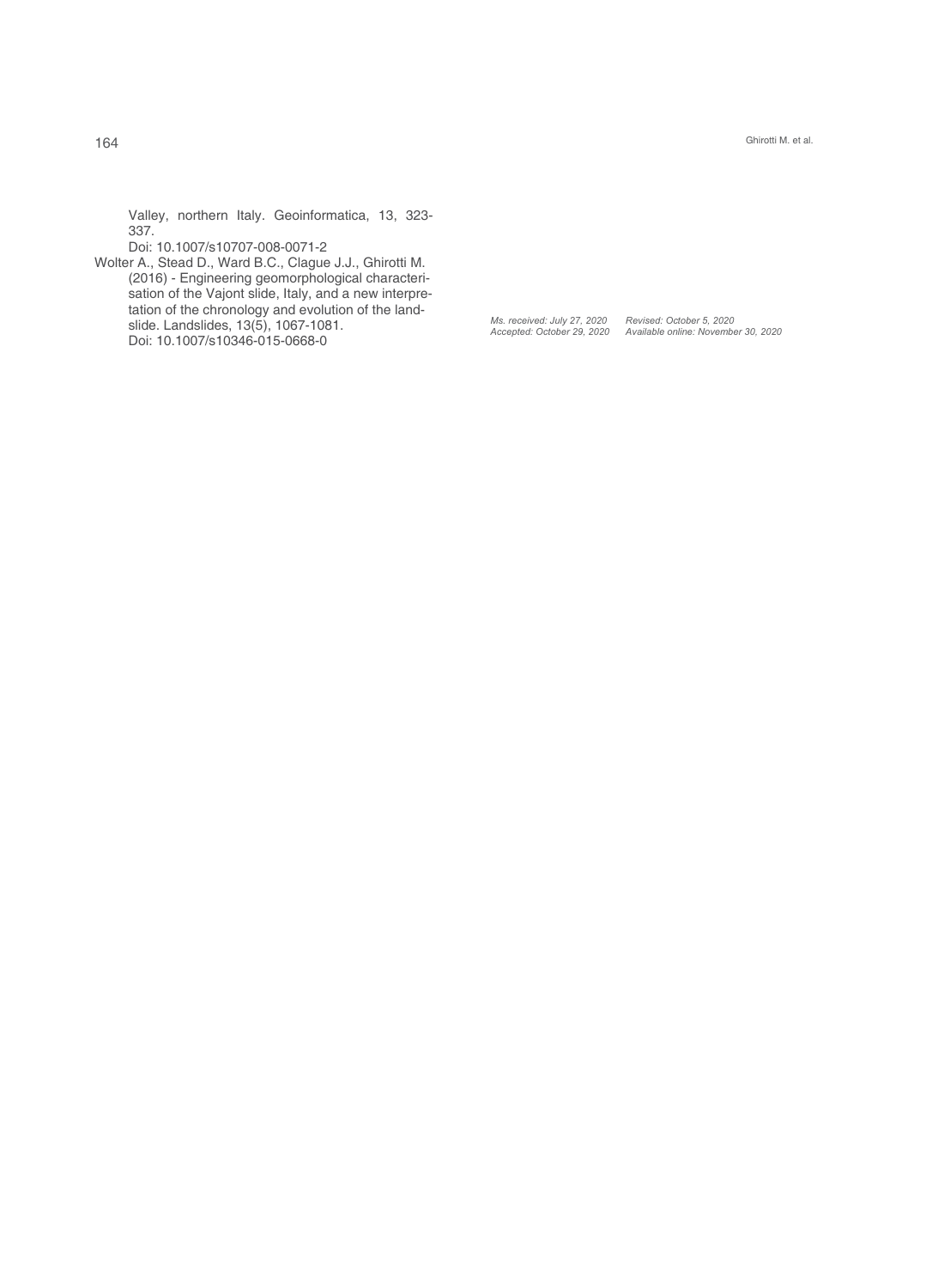Valley, northern Italy. Geoinformatica, 13, 323-337.
Doi: 10.1007/s10707-008-0071-2

Wolter A., Stead D., Ward B.C., Clague J.J., Ghirotti M. (2016) - Engineering geomorphological characterisation of the Vajont slide, Italy, and a new interpretation of the chronology and evolution of the landslide. Landslides, 13(5), 1067-1081.
Doi: 10.1007/s10346-015-0668-0

*Ms. received: July 27, 2020*
*Accepted: October 29, 2020*
*Revised: October 5, 2020*
*Available online: November 30, 2020*